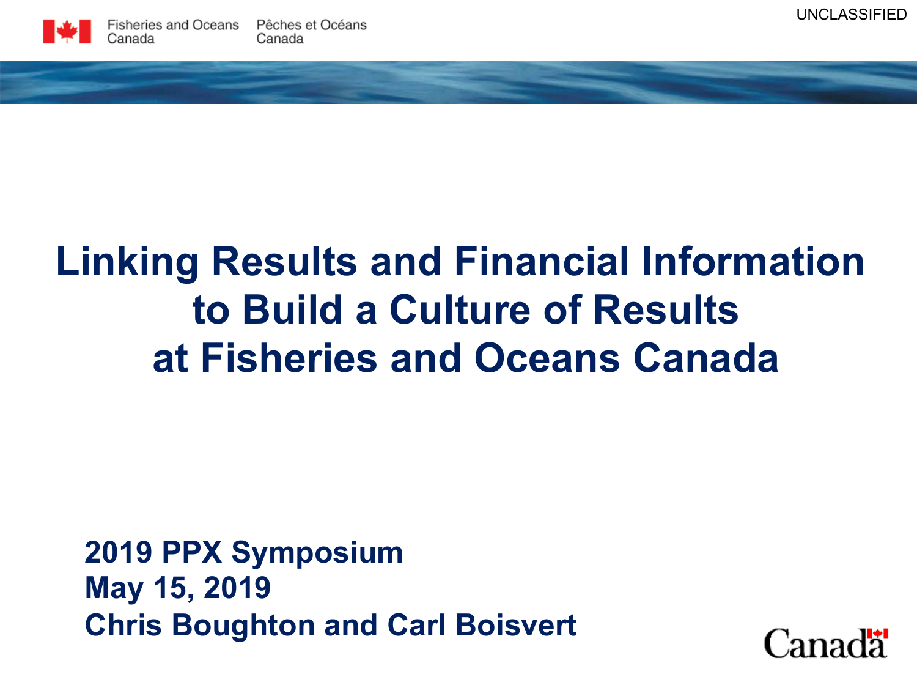UNCLASSIFIED

Fisheries and Oceans Canada | Pêches et Océans Canada

# Linking Results and Financial Information to Build a Culture of Results at Fisheries and Oceans Canada

**2019 PPX Symposium**
**May 15, 2019**
**Chris Boughton and Carl Boisvert**

Canada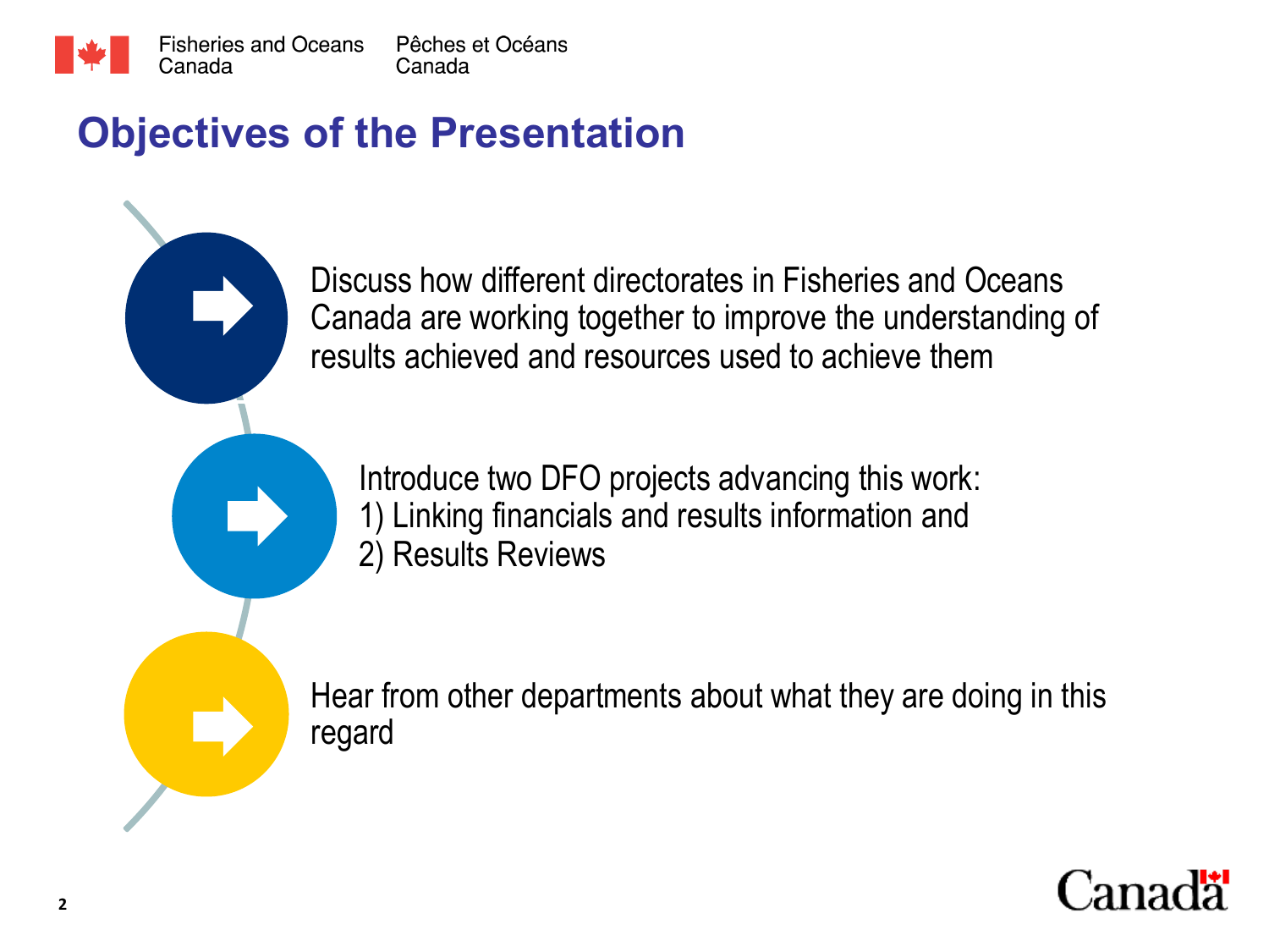# Objectives of the Presentation

- Discuss how different directorates in Fisheries and Oceans Canada are working together to improve the understanding of results achieved and resources used to achieve them

- Introduce two DFO projects advancing this work:
  1) Linking financials and results information and
  2) Results Reviews

- Hear from other departments about what they are doing in this regard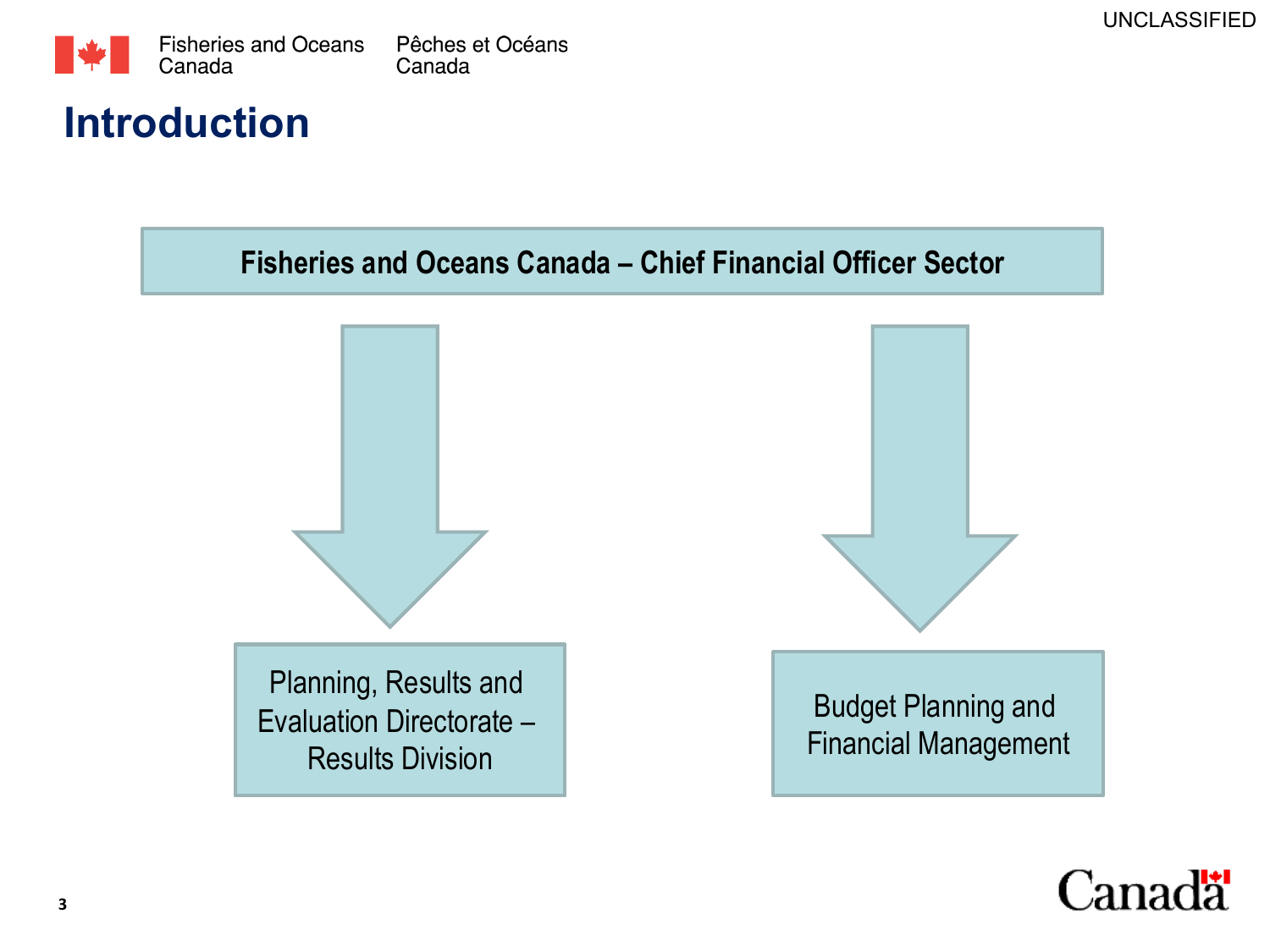# Introduction

**Fisheries and Oceans Canada – Chief Financial Officer Sector**

- Planning, Results and Evaluation Directorate – Results Division
- Budget Planning and Financial Management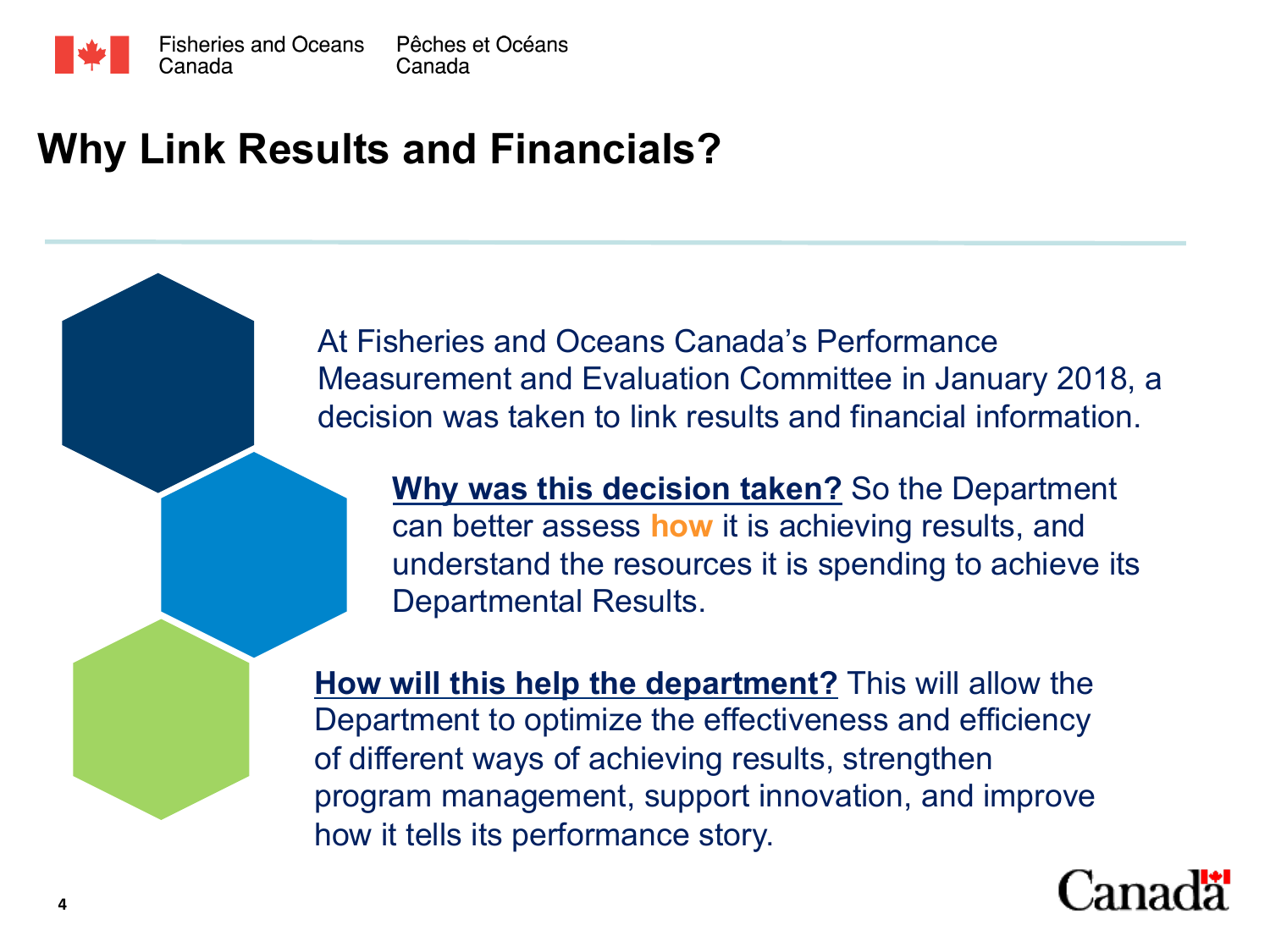# Why Link Results and Financials?

At Fisheries and Oceans Canada's Performance Measurement and Evaluation Committee in January 2018, a decision was taken to link results and financial information.

**Why was this decision taken?** So the Department can better assess **how** it is achieving results, and understand the resources it is spending to achieve its Departmental Results.

**How will this help the department?** This will allow the Department to optimize the effectiveness and efficiency of different ways of achieving results, strengthen program management, support innovation, and improve how it tells its performance story.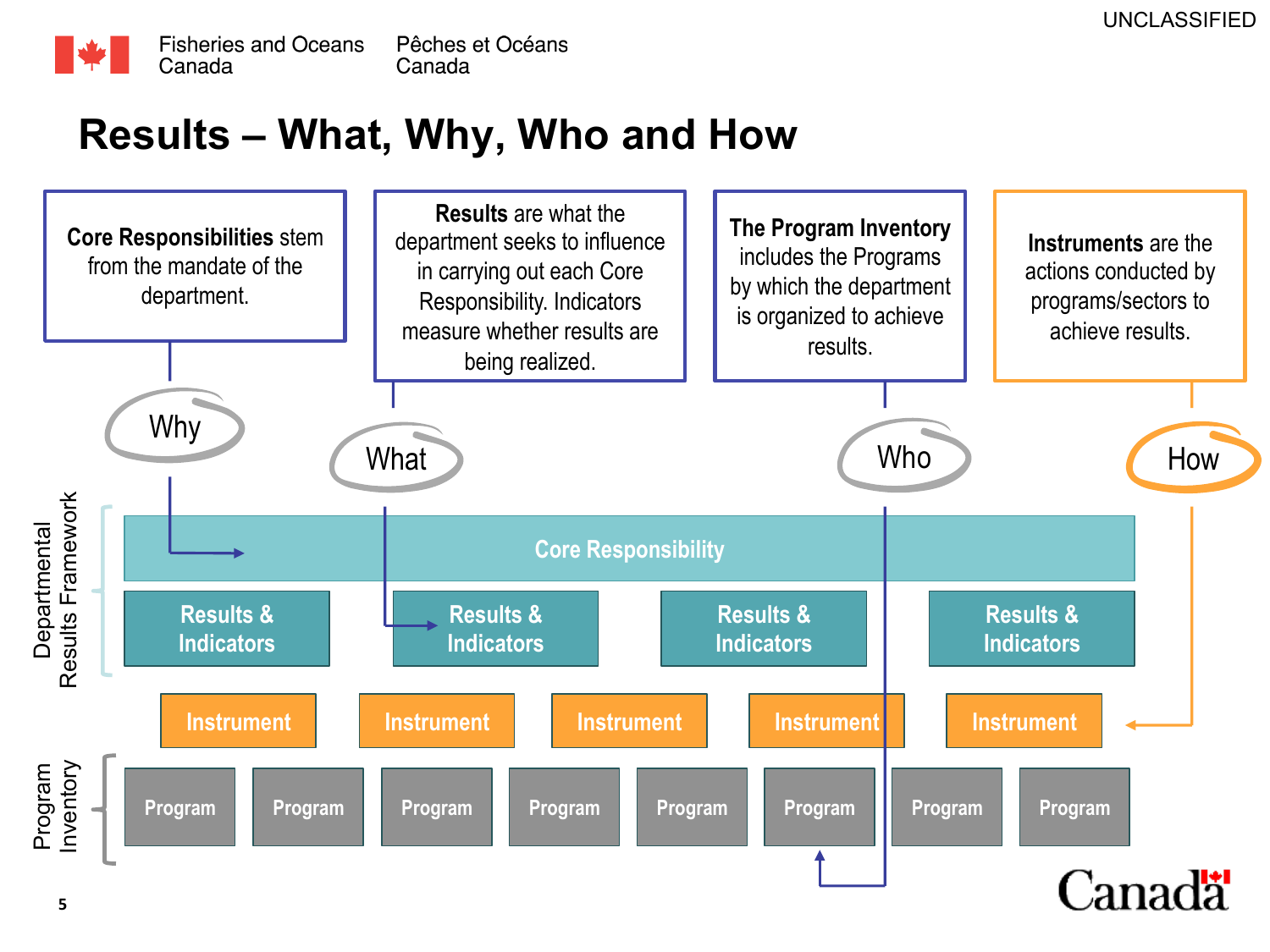# Results – What, Why, Who and How

**Core Responsibilities** stem from the mandate of the department.

**Results** are what the department seeks to influence in carrying out each Core Responsibility. Indicators measure whether results are being realized.

**The Program Inventory** includes the Programs by which the department is organized to achieve results.

**Instruments** are the actions conducted by programs/sectors to achieve results.

Why · What · Who · How

Departmental Results Framework

Core Responsibility

| Results & Indicators | Results & Indicators | Results & Indicators | Results & Indicators |
|---|---|---|---|

| Instrument | Instrument | Instrument | Instrument | Instrument |
|---|---|---|---|---|

Program Inventory

| Program | Program | Program | Program | Program | Program | Program | Program |
|---|---|---|---|---|---|---|---|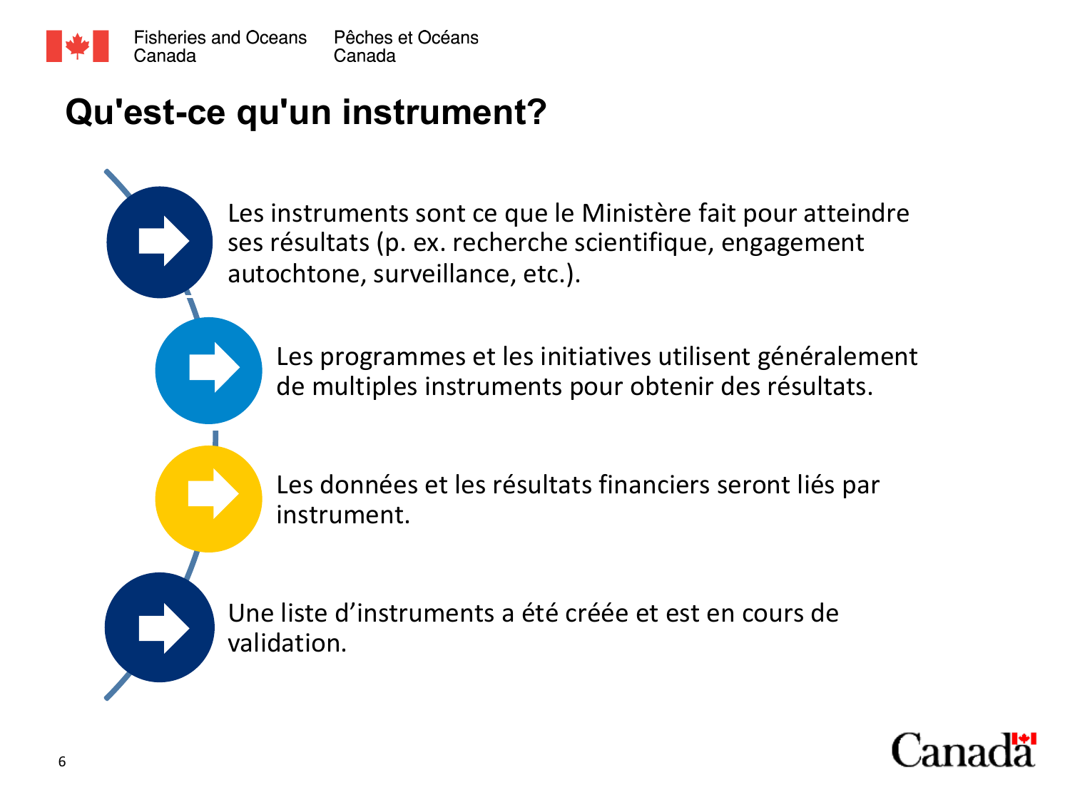# Qu'est-ce qu'un instrument?

- Les instruments sont ce que le Ministère fait pour atteindre ses résultats (p. ex. recherche scientifique, engagement autochtone, surveillance, etc.).
- Les programmes et les initiatives utilisent généralement de multiples instruments pour obtenir des résultats.
- Les données et les résultats financiers seront liés par instrument.
- Une liste d’instruments a été créée et est en cours de validation.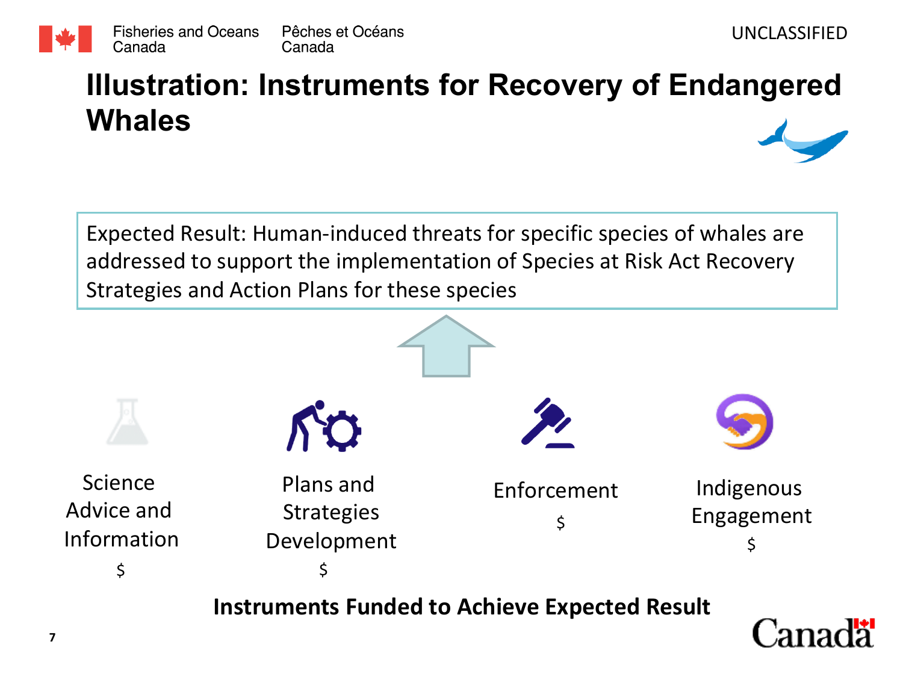# Illustration: Instruments for Recovery of Endangered Whales

Expected Result: Human-induced threats for specific species of whales are addressed to support the implementation of Species at Risk Act Recovery Strategies and Action Plans for these species

- Science Advice and Information
  $
- Plans and Strategies Development
  $
- Enforcement
  $
- Indigenous Engagement
  $

**Instruments Funded to Achieve Expected Result**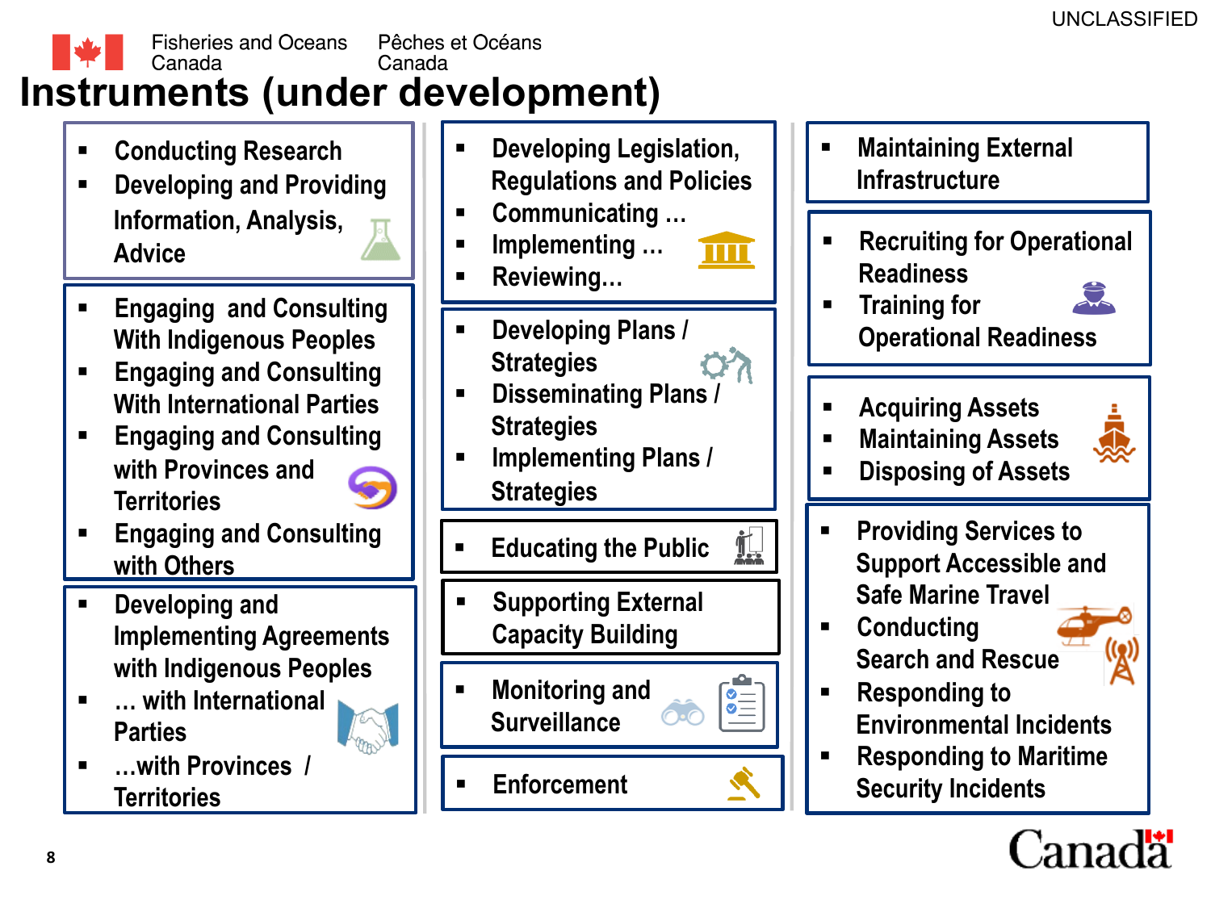UNCLASSIFIED

# Instruments (under development)

- Conducting Research
- Developing and Providing Information, Analysis, Advice

- Engaging and Consulting With Indigenous Peoples
- Engaging and Consulting With International Parties
- Engaging and Consulting with Provinces and Territories
- Engaging and Consulting with Others

- Developing and Implementing Agreements with Indigenous Peoples
- … with International Parties
- …with Provinces / Territories

- Developing Legislation, Regulations and Policies
- Communicating …
- Implementing …
- Reviewing…

- Developing Plans / Strategies
- Disseminating Plans / Strategies
- Implementing Plans / Strategies

- Educating the Public

- Supporting External Capacity Building

- Monitoring and Surveillance

- Enforcement

- Maintaining External Infrastructure

- Recruiting for Operational Readiness
- Training for Operational Readiness

- Acquiring Assets
- Maintaining Assets
- Disposing of Assets

- Providing Services to Support Accessible and Safe Marine Travel
- Conducting Search and Rescue
- Responding to Environmental Incidents
- Responding to Maritime Security Incidents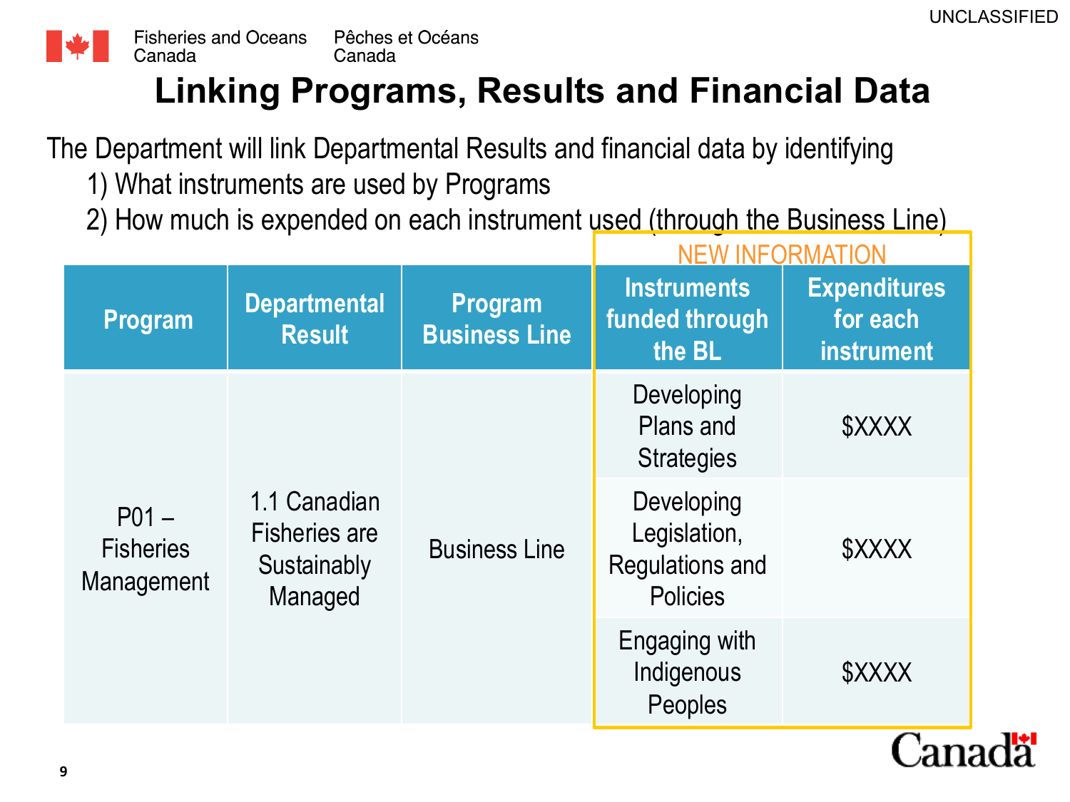# Linking Programs, Results and Financial Data

The Department will link Departmental Results and financial data by identifying

1) What instruments are used by Programs
2) How much is expended on each instrument used (through the Business Line)

| Program | Departmental Result | Program Business Line | NEW INFORMATION: Instruments funded through the BL | NEW INFORMATION: Expenditures for each instrument |
|---|---|---|---|---|
| P01 – Fisheries Management | 1.1 Canadian Fisheries are Sustainably Managed | Business Line | Developing Plans and Strategies | $XXXX |
| | | | Developing Legislation, Regulations and Policies | $XXXX |
| | | | Engaging with Indigenous Peoples | $XXXX |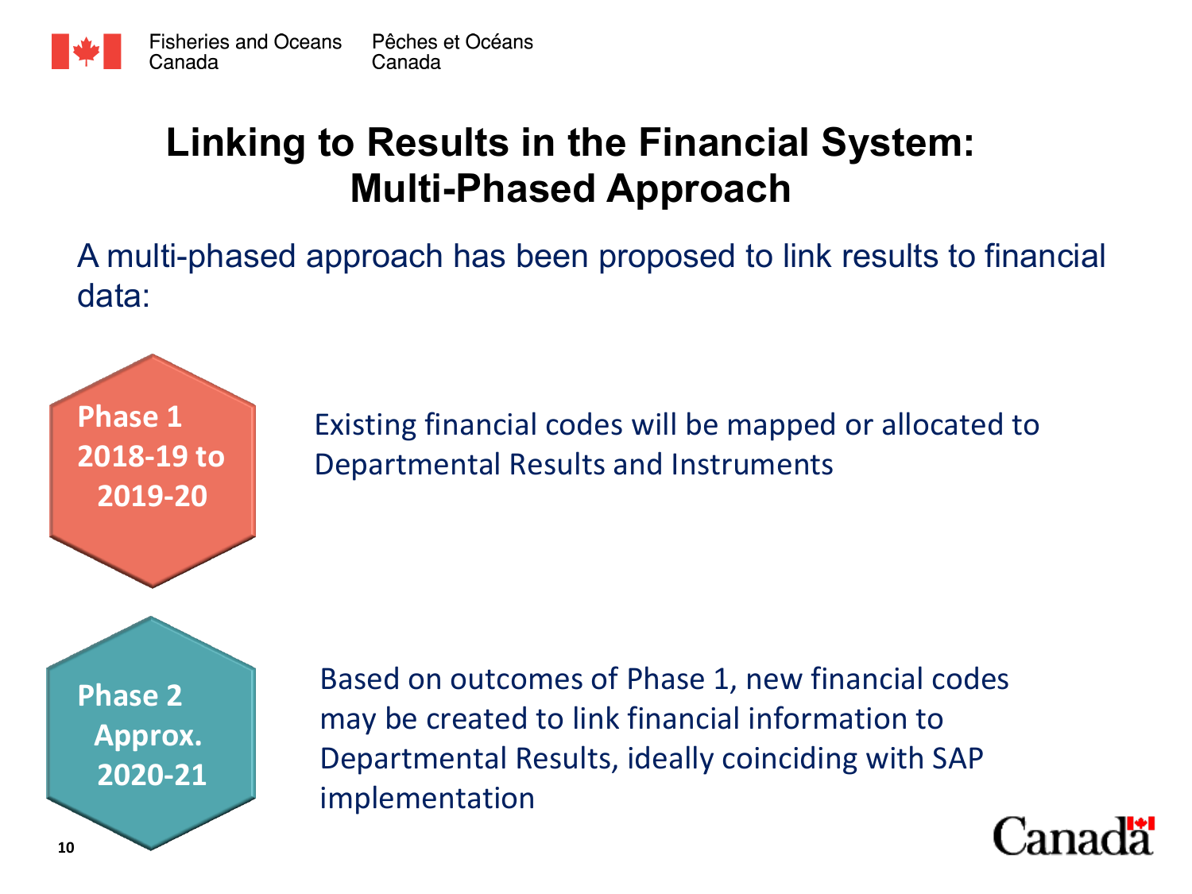# Linking to Results in the Financial System: Multi-Phased Approach

A multi-phased approach has been proposed to link results to financial data:

**Phase 1 2018-19 to 2019-20**

Existing financial codes will be mapped or allocated to Departmental Results and Instruments

**Phase 2 Approx. 2020-21**

Based on outcomes of Phase 1, new financial codes may be created to link financial information to Departmental Results, ideally coinciding with SAP implementation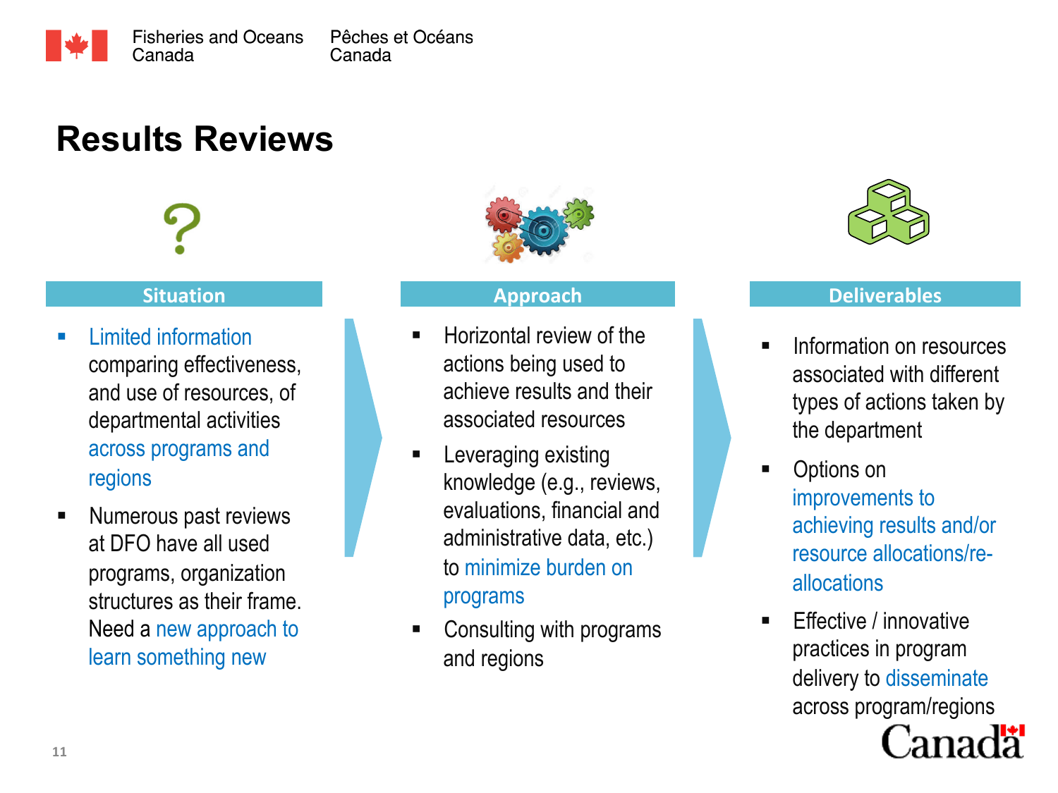# Results Reviews

## Situation

- Limited information comparing effectiveness, and use of resources, of departmental activities across programs and regions
- Numerous past reviews at DFO have all used programs, organization structures as their frame. Need a new approach to learn something new

## Approach

- Horizontal review of the actions being used to achieve results and their associated resources
- Leveraging existing knowledge (e.g., reviews, evaluations, financial and administrative data, etc.) to minimize burden on programs
- Consulting with programs and regions

## Deliverables

- Information on resources associated with different types of actions taken by the department
- Options on improvements to achieving results and/or resource allocations/re-allocations
- Effective / innovative practices in program delivery to disseminate across program/regions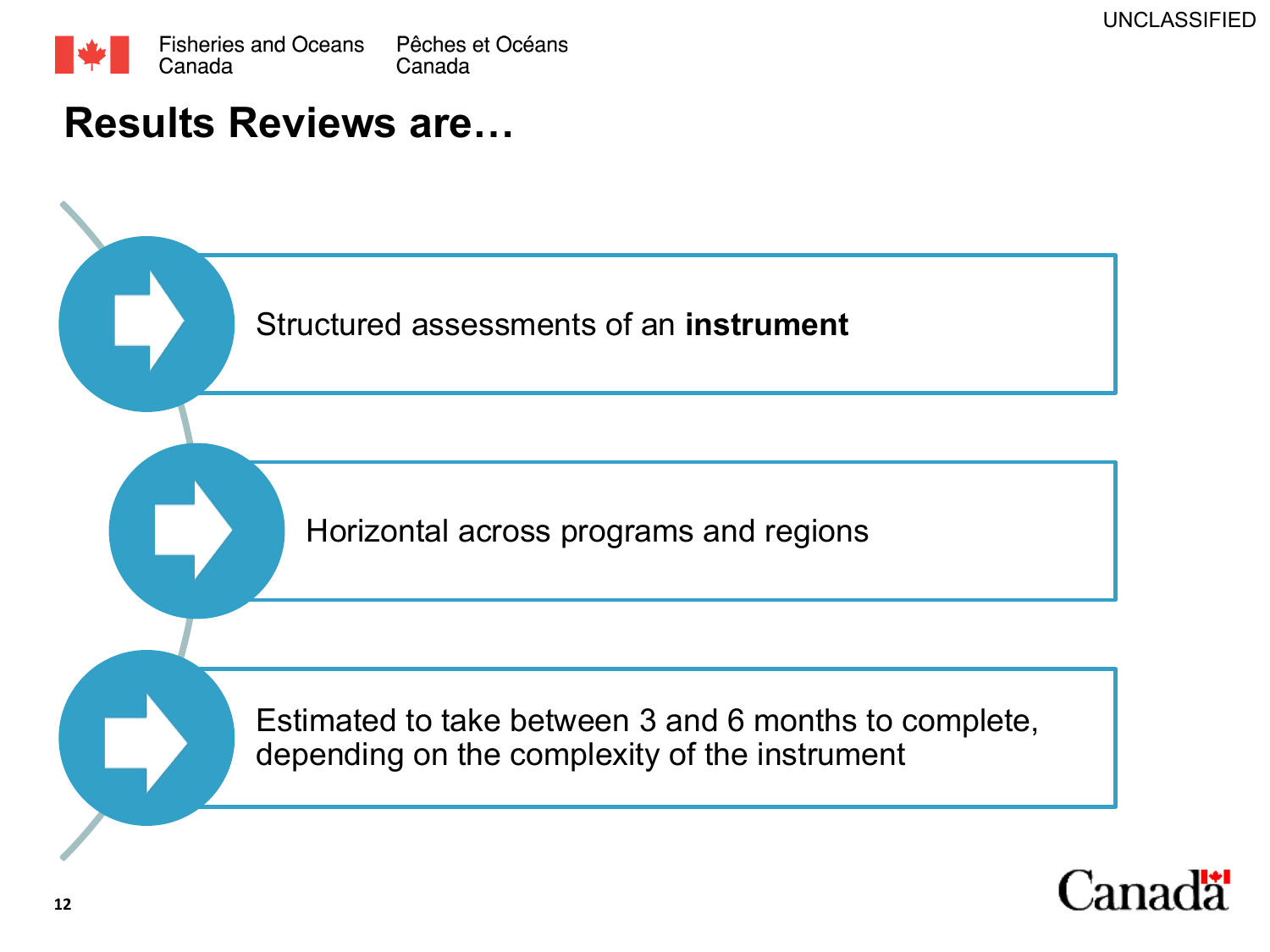# Results Reviews are…

- Structured assessments of an **instrument**
- Horizontal across programs and regions
- Estimated to take between 3 and 6 months to complete, depending on the complexity of the instrument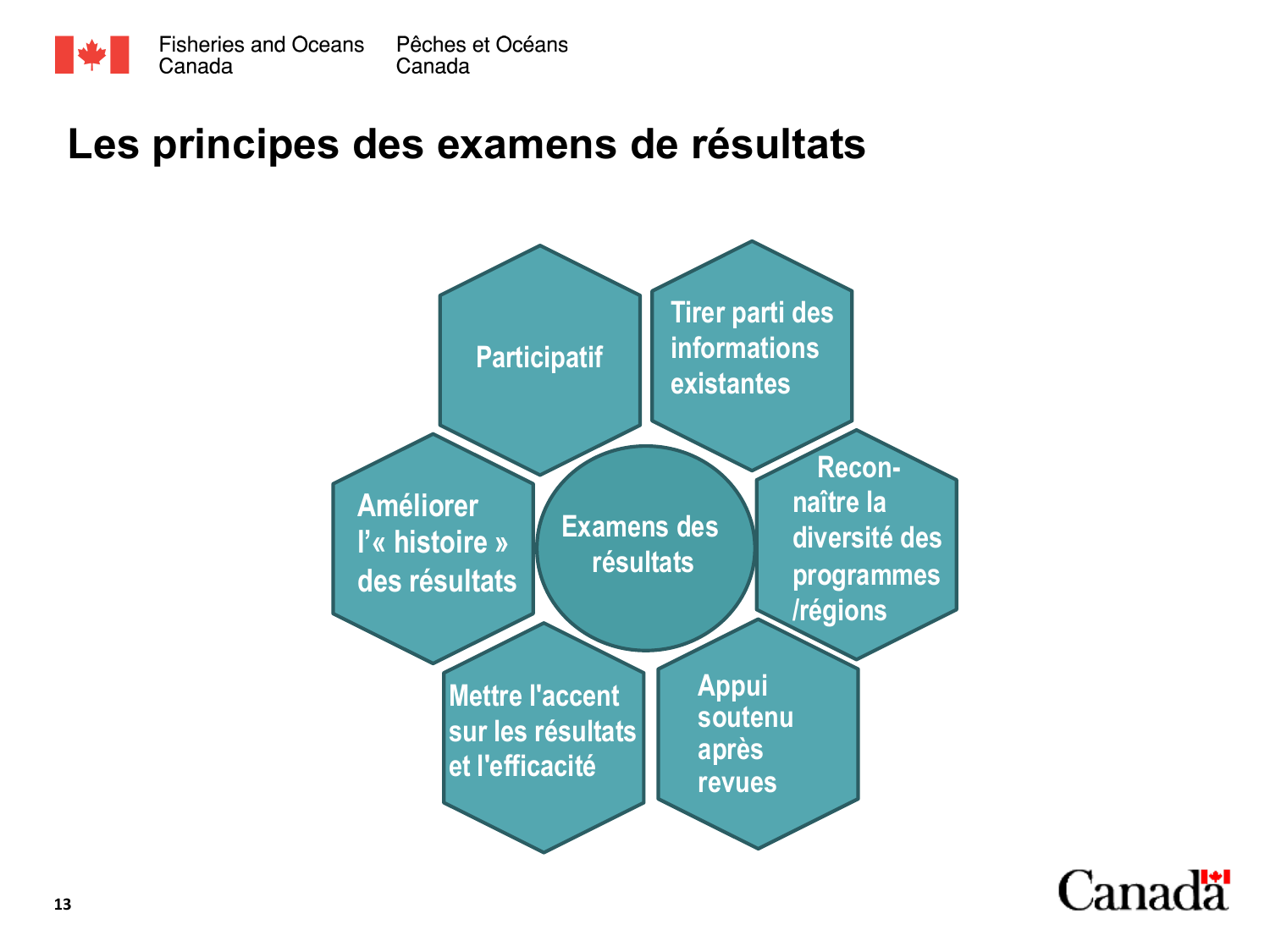# Les principes des examens de résultats

Examens des résultats

- Participatif
- Tirer parti des informations existantes
- Reconnaître la diversité des programmes /régions
- Appui soutenu après revues
- Mettre l'accent sur les résultats et l'efficacité
- Améliorer l'« histoire » des résultats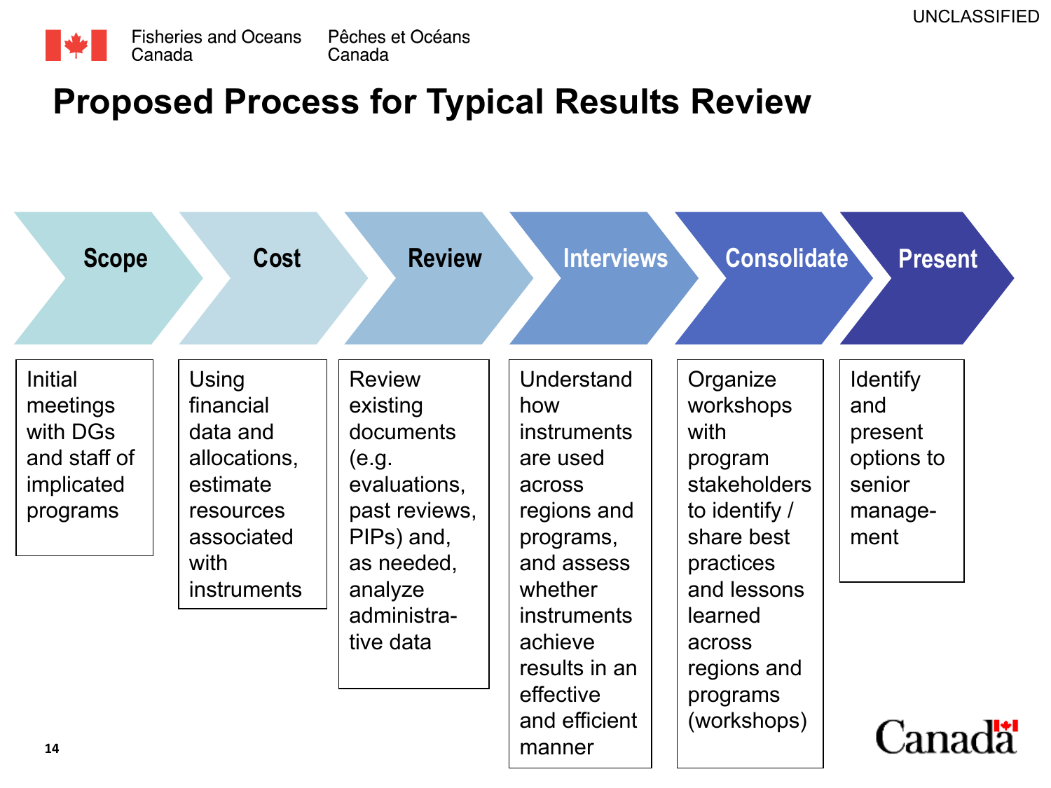# Proposed Process for Typical Results Review

| Scope | Cost | Review | Interviews | Consolidate | Present |
|---|---|---|---|---|---|
| Initial meetings with DGs and staff of implicated programs | Using financial data and allocations, estimate resources associated with instruments | Review existing documents (e.g. evaluations, past reviews, PIPs) and, as needed, analyze administrative data | Understand how instruments are used across regions and programs, and assess whether instruments achieve results in an effective and efficient manner | Organize workshops with program stakeholders to identify / share best practices and lessons learned across regions and programs (workshops) | Identify and present options to senior management |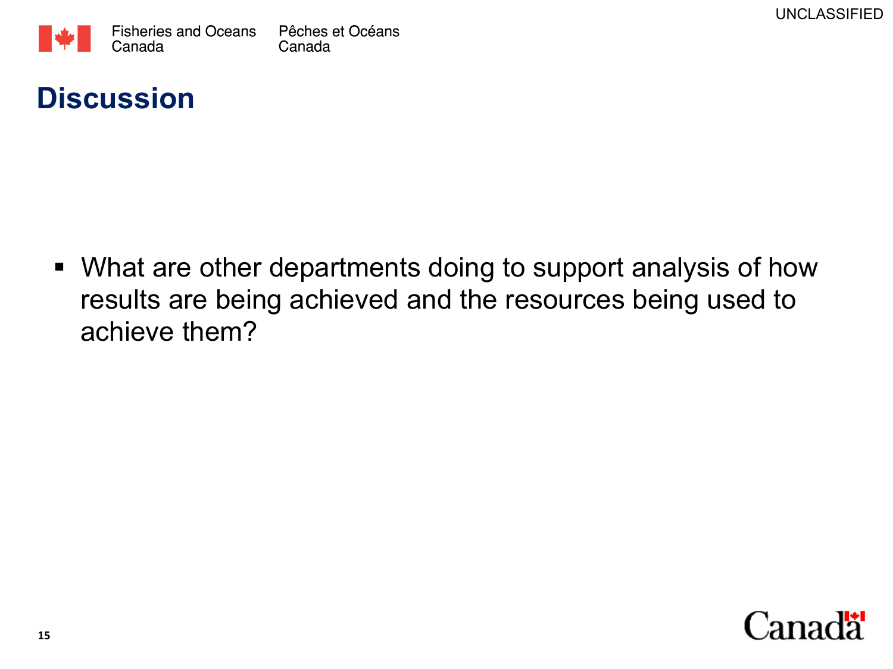# Discussion

- What are other departments doing to support analysis of how results are being achieved and the resources being used to achieve them?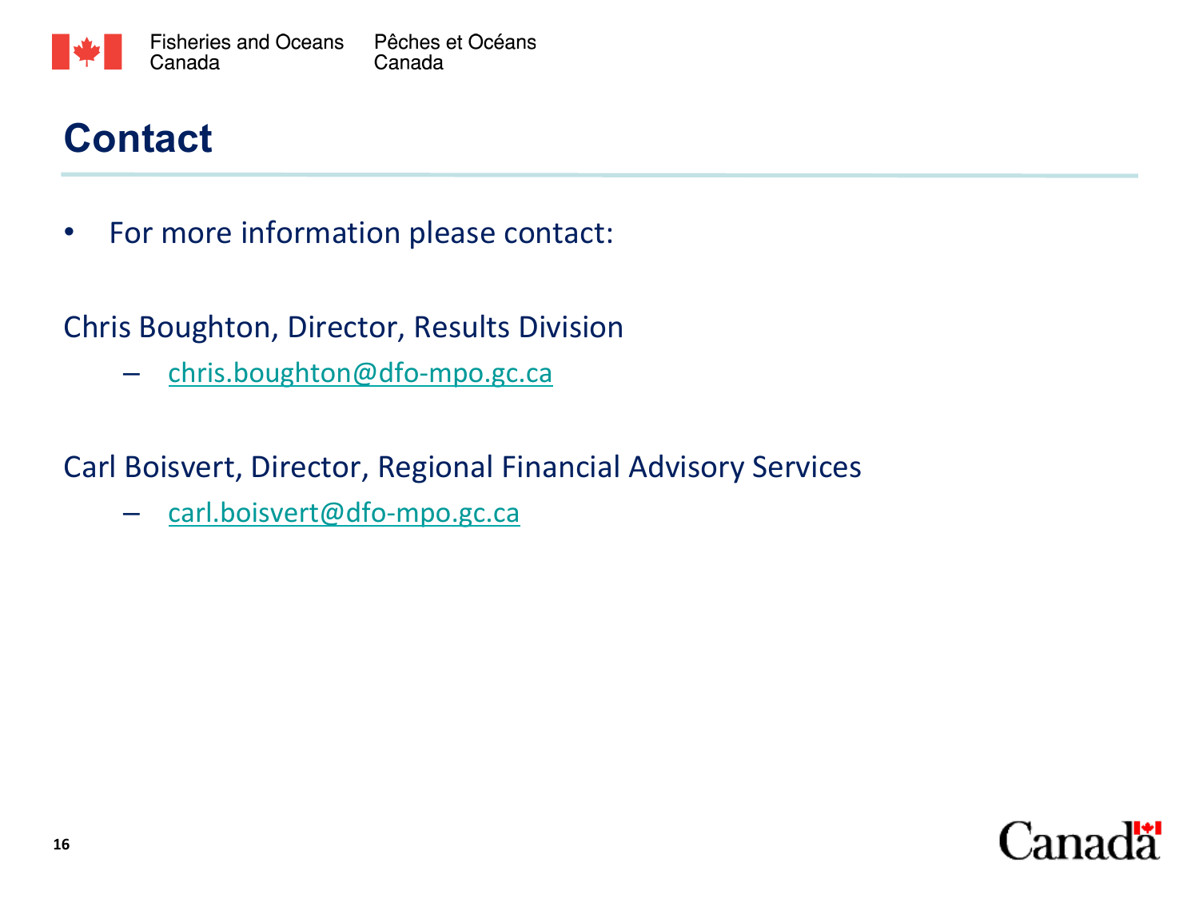# Contact

- For more information please contact:

Chris Boughton, Director, Results Division

- chris.boughton@dfo-mpo.gc.ca

Carl Boisvert, Director, Regional Financial Advisory Services

- carl.boisvert@dfo-mpo.gc.ca